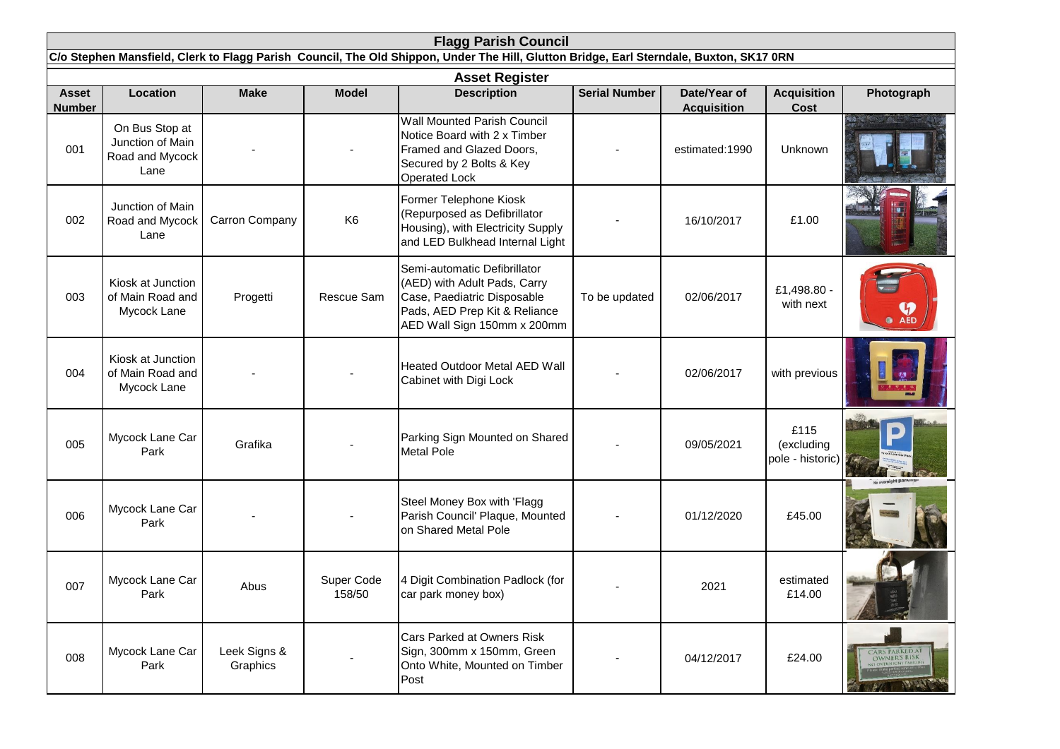# Flagg Parish Council

**C/o Stephen Mansfield, Clerk to Flagg Parish Council, The Old Shippon, Under The Hill, Glutton Bridge, Earl Sterndale, Buxton, SK17 0RN**

## Asset Register

| Asset Number | Location | Make | Model | Description | Serial Number | Date/Year of Acquisition | Acquisition Cost | Photograph |
|---|---|---|---|---|---|---|---|---|
| 001 | On Bus Stop at Junction of Main Road and Mycock Lane | - | - | Wall Mounted Parish Council Notice Board with 2 x Timber Framed and Glazed Doors, Secured by 2 Bolts & Key Operated Lock | - | estimated:1990 | Unknown | |
| 002 | Junction of Main Road and Mycock Lane | Carron Company | K6 | Former Telephone Kiosk (Repurposed as Defibrillator Housing), with Electricity Supply and LED Bulkhead Internal Light | - | 16/10/2017 | £1.00 | |
| 003 | Kiosk at Junction of Main Road and Mycock Lane | Progetti | Rescue Sam | Semi-automatic Defibrillator (AED) with Adult Pads, Carry Case, Paediatric Disposable Pads, AED Prep Kit & Reliance AED Wall Sign 150mm x 200mm | To be updated | 02/06/2017 | £1,498.80 - with next | |
| 004 | Kiosk at Junction of Main Road and Mycock Lane | - | - | Heated Outdoor Metal AED Wall Cabinet with Digi Lock | - | 02/06/2017 | with previous | |
| 005 | Mycock Lane Car Park | Grafika | - | Parking Sign Mounted on Shared Metal Pole | - | 09/05/2021 | £115 (excluding pole - historic) | |
| 006 | Mycock Lane Car Park | - | - | Steel Money Box with 'Flagg Parish Council' Plaque, Mounted on Shared Metal Pole | - | 01/12/2020 | £45.00 | |
| 007 | Mycock Lane Car Park | Abus | Super Code 158/50 | 4 Digit Combination Padlock (for car park money box) | - | 2021 | estimated £14.00 | |
| 008 | Mycock Lane Car Park | Leek Signs & Graphics | - | Cars Parked at Owners Risk Sign, 300mm x 150mm, Green Onto White, Mounted on Timber Post | - | 04/12/2017 | £24.00 | |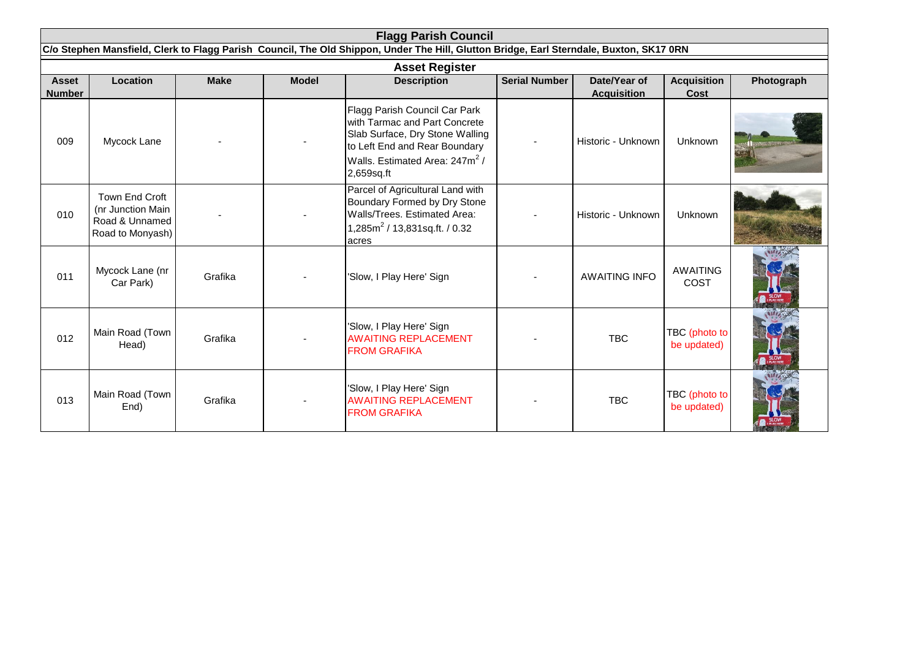# Flagg Parish Council

**C/o Stephen Mansfield, Clerk to Flagg Parish Council, The Old Shippon, Under The Hill, Glutton Bridge, Earl Sterndale, Buxton, SK17 0RN**

## Asset Register

| Asset Number | Location | Make | Model | Description | Serial Number | Date/Year of Acquisition | Acquisition Cost | Photograph |
|---|---|---|---|---|---|---|---|---|
| 009 | Mycock Lane | - | - | Flagg Parish Council Car Park with Tarmac and Part Concrete Slab Surface, Dry Stone Walling to Left End and Rear Boundary Walls. Estimated Area: $247m^2$ / 2,659sq.ft | - | Historic - Unknown | Unknown | |
| 010 | Town End Croft (nr Junction Main Road & Unnamed Road to Monyash) | - | - | Parcel of Agricultural Land with Boundary Formed by Dry Stone Walls/Trees. Estimated Area: $1,285m^2$ / 13,831sq.ft. / 0.32 acres | - | Historic - Unknown | Unknown | |
| 011 | Mycock Lane (nr Car Park) | Grafika | - | 'Slow, I Play Here' Sign | - | AWAITING INFO | AWAITING COST | |
| 012 | Main Road (Town Head) | Grafika | - | 'Slow, I Play Here' Sign AWAITING REPLACEMENT FROM GRAFIKA | - | TBC | TBC (photo to be updated) | |
| 013 | Main Road (Town End) | Grafika | - | 'Slow, I Play Here' Sign AWAITING REPLACEMENT FROM GRAFIKA | - | TBC | TBC (photo to be updated) | |